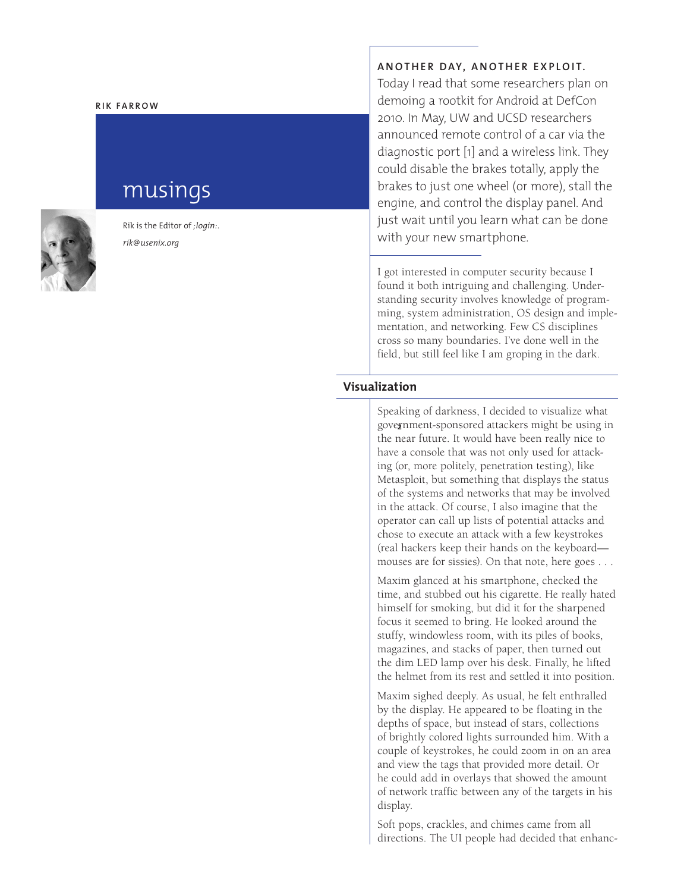RIK FARROW

# musings

Rik is the Editor of *;login:*.

*rik@usenix.org*

**ANOTHER DAY, ANOTHER EXPLOIT.**

Today I read that some researchers plan on demoing a rootkit for Android at DefCon 2010. In May, UW and UCSD researchers announced remote control of a car via the diagnostic port [1] and a wireless link. They could disable the brakes totally, apply the brakes to just one wheel (or more), stall the engine, and control the display panel. And just wait until you learn what can be done with your new smartphone.

I got interested in computer security because I found it both intriguing and challenging. Understanding security involves knowledge of programming, system administration, OS design and implementation, and networking. Few CS disciplines cross so many boundaries. I've done well in the field, but still feel like I am groping in the dark.

## Visualization

Speaking of darkness, I decided to visualize what government-sponsored attackers might be using in the near future. It would have been really nice to have a console that was not only used for attacking (or, more politely, penetration testing), like Metasploit, but something that displays the status of the systems and networks that may be involved in the attack. Of course, I also imagine that the operator can call up lists of potential attacks and chose to execute an attack with a few keystrokes (real hackers keep their hands on the keyboard—mouses are for sissies). On that note, here goes . . .

Maxim glanced at his smartphone, checked the time, and stubbed out his cigarette. He really hated himself for smoking, but did it for the sharpened focus it seemed to bring. He looked around the stuffy, windowless room, with its piles of books, magazines, and stacks of paper, then turned out the dim LED lamp over his desk. Finally, he lifted the helmet from its rest and settled it into position.

Maxim sighed deeply. As usual, he felt enthralled by the display. He appeared to be floating in the depths of space, but instead of stars, collections of brightly colored lights surrounded him. With a couple of keystrokes, he could zoom in on an area and view the tags that provided more detail. Or he could add in overlays that showed the amount of network traffic between any of the targets in his display.

Soft pops, crackles, and chimes came from all directions. The UI people had decided that enhanc-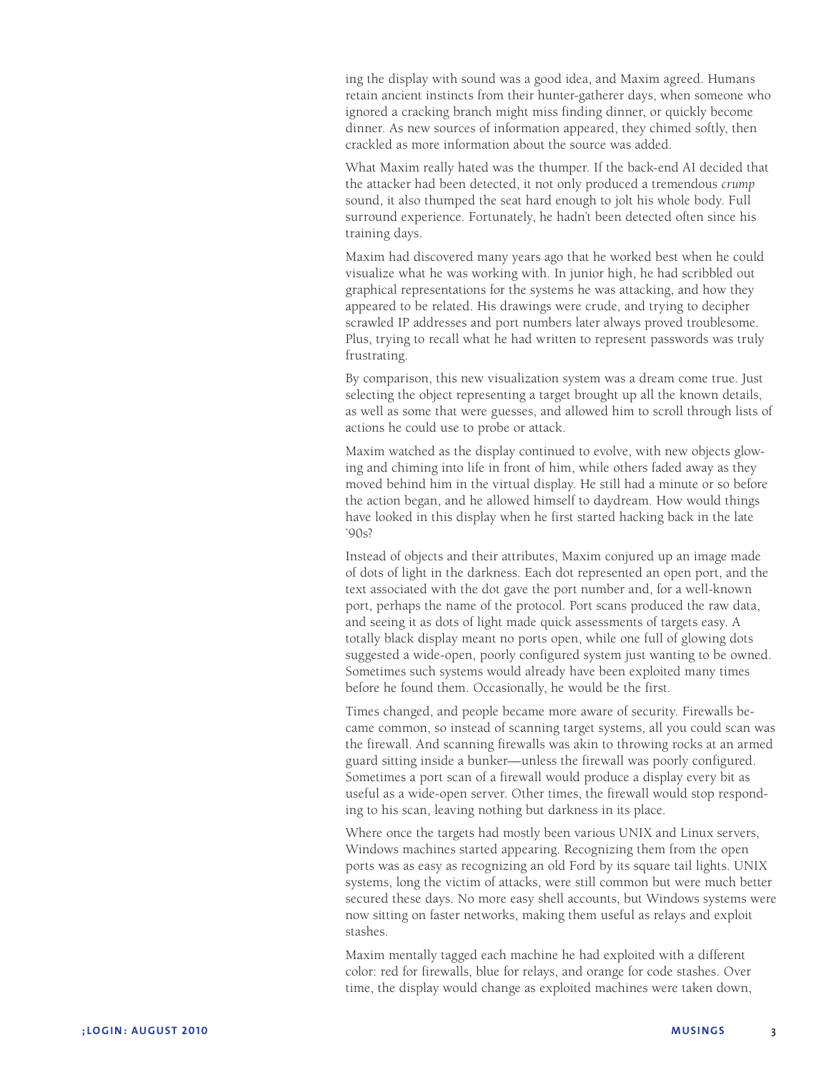ing the display with sound was a good idea, and Maxim agreed. Humans retain ancient instincts from their hunter-gatherer days, when someone who ignored a cracking branch might miss finding dinner, or quickly become dinner. As new sources of information appeared, they chimed softly, then crackled as more information about the source was added.

What Maxim really hated was the thumper. If the back-end AI decided that the attacker had been detected, it not only produced a tremendous *crump* sound, it also thumped the seat hard enough to jolt his whole body. Full surround experience. Fortunately, he hadn't been detected often since his training days.

Maxim had discovered many years ago that he worked best when he could visualize what he was working with. In junior high, he had scribbled out graphical representations for the systems he was attacking, and how they appeared to be related. His drawings were crude, and trying to decipher scrawled IP addresses and port numbers later always proved troublesome. Plus, trying to recall what he had written to represent passwords was truly frustrating.

By comparison, this new visualization system was a dream come true. Just selecting the object representing a target brought up all the known details, as well as some that were guesses, and allowed him to scroll through lists of actions he could use to probe or attack.

Maxim watched as the display continued to evolve, with new objects glowing and chiming into life in front of him, while others faded away as they moved behind him in the virtual display. He still had a minute or so before the action began, and he allowed himself to daydream. How would things have looked in this display when he first started hacking back in the late '90s?

Instead of objects and their attributes, Maxim conjured up an image made of dots of light in the darkness. Each dot represented an open port, and the text associated with the dot gave the port number and, for a well-known port, perhaps the name of the protocol. Port scans produced the raw data, and seeing it as dots of light made quick assessments of targets easy. A totally black display meant no ports open, while one full of glowing dots suggested a wide-open, poorly configured system just wanting to be owned. Sometimes such systems would already have been exploited many times before he found them. Occasionally, he would be the first.

Times changed, and people became more aware of security. Firewalls became common, so instead of scanning target systems, all you could scan was the firewall. And scanning firewalls was akin to throwing rocks at an armed guard sitting inside a bunker—unless the firewall was poorly configured. Sometimes a port scan of a firewall would produce a display every bit as useful as a wide-open server. Other times, the firewall would stop responding to his scan, leaving nothing but darkness in its place.

Where once the targets had mostly been various UNIX and Linux servers, Windows machines started appearing. Recognizing them from the open ports was as easy as recognizing an old Ford by its square tail lights. UNIX systems, long the victim of attacks, were still common but were much better secured these days. No more easy shell accounts, but Windows systems were now sitting on faster networks, making them useful as relays and exploit stashes.

Maxim mentally tagged each machine he had exploited with a different color: red for firewalls, blue for relays, and orange for code stashes. Over time, the display would change as exploited machines were taken down,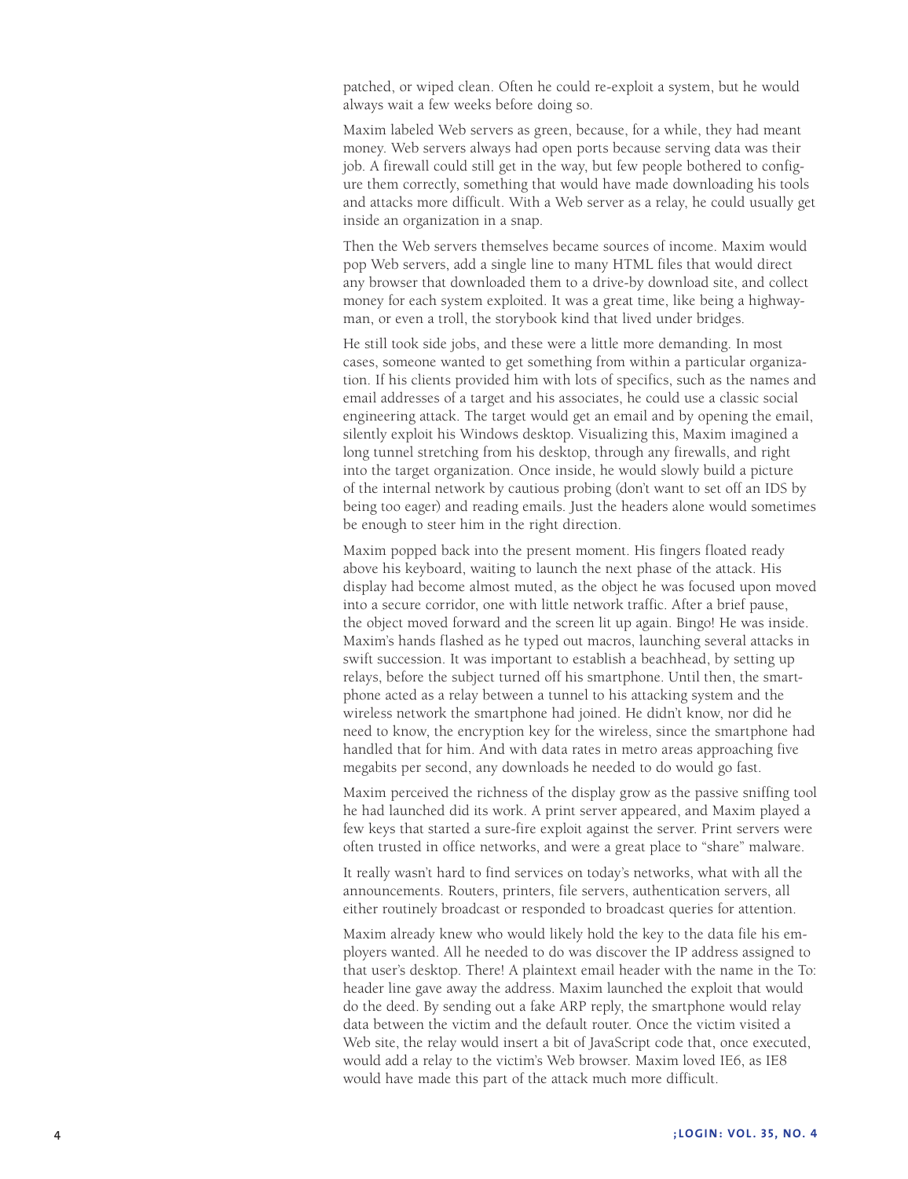patched, or wiped clean. Often he could re-exploit a system, but he would always wait a few weeks before doing so.

Maxim labeled Web servers as green, because, for a while, they had meant money. Web servers always had open ports because serving data was their job. A firewall could still get in the way, but few people bothered to configure them correctly, something that would have made downloading his tools and attacks more difficult. With a Web server as a relay, he could usually get inside an organization in a snap.

Then the Web servers themselves became sources of income. Maxim would pop Web servers, add a single line to many HTML files that would direct any browser that downloaded them to a drive-by download site, and collect money for each system exploited. It was a great time, like being a highwayman, or even a troll, the storybook kind that lived under bridges.

He still took side jobs, and these were a little more demanding. In most cases, someone wanted to get something from within a particular organization. If his clients provided him with lots of specifics, such as the names and email addresses of a target and his associates, he could use a classic social engineering attack. The target would get an email and by opening the email, silently exploit his Windows desktop. Visualizing this, Maxim imagined a long tunnel stretching from his desktop, through any firewalls, and right into the target organization. Once inside, he would slowly build a picture of the internal network by cautious probing (don't want to set off an IDS by being too eager) and reading emails. Just the headers alone would sometimes be enough to steer him in the right direction.

Maxim popped back into the present moment. His fingers floated ready above his keyboard, waiting to launch the next phase of the attack. His display had become almost muted, as the object he was focused upon moved into a secure corridor, one with little network traffic. After a brief pause, the object moved forward and the screen lit up again. Bingo! He was inside. Maxim's hands flashed as he typed out macros, launching several attacks in swift succession. It was important to establish a beachhead, by setting up relays, before the subject turned off his smartphone. Until then, the smartphone acted as a relay between a tunnel to his attacking system and the wireless network the smartphone had joined. He didn't know, nor did he need to know, the encryption key for the wireless, since the smartphone had handled that for him. And with data rates in metro areas approaching five megabits per second, any downloads he needed to do would go fast.

Maxim perceived the richness of the display grow as the passive sniffing tool he had launched did its work. A print server appeared, and Maxim played a few keys that started a sure-fire exploit against the server. Print servers were often trusted in office networks, and were a great place to "share" malware.

It really wasn't hard to find services on today's networks, what with all the announcements. Routers, printers, file servers, authentication servers, all either routinely broadcast or responded to broadcast queries for attention.

Maxim already knew who would likely hold the key to the data file his employers wanted. All he needed to do was discover the IP address assigned to that user's desktop. There! A plaintext email header with the name in the To: header line gave away the address. Maxim launched the exploit that would do the deed. By sending out a fake ARP reply, the smartphone would relay data between the victim and the default router. Once the victim visited a Web site, the relay would insert a bit of JavaScript code that, once executed, would add a relay to the victim's Web browser. Maxim loved IE6, as IE8 would have made this part of the attack much more difficult.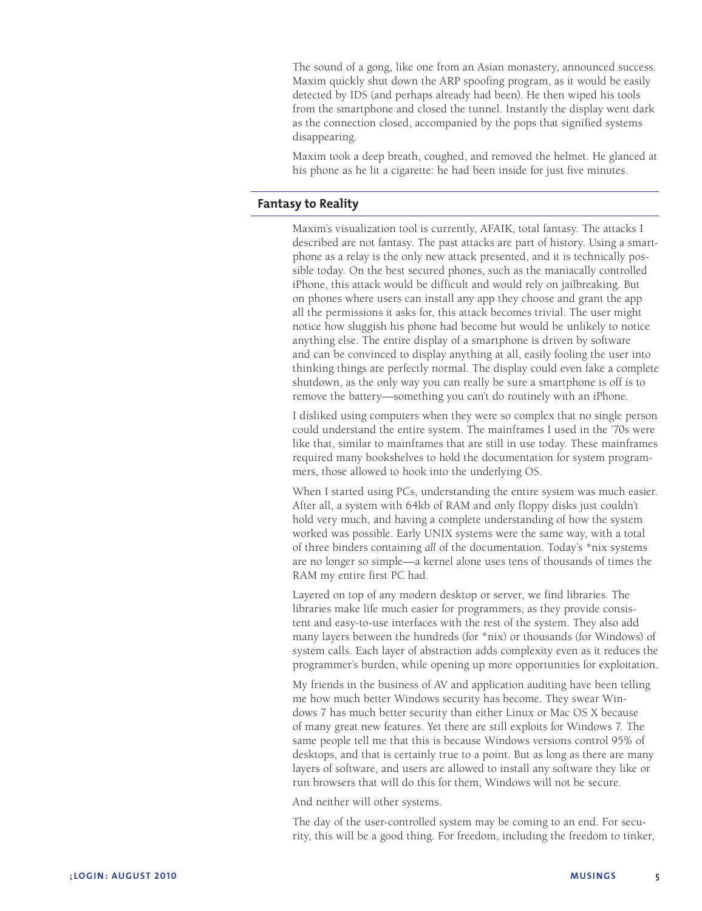The sound of a gong, like one from an Asian monastery, announced success. Maxim quickly shut down the ARP spoofing program, as it would be easily detected by IDS (and perhaps already had been). He then wiped his tools from the smartphone and closed the tunnel. Instantly the display went dark as the connection closed, accompanied by the pops that signified systems disappearing.

Maxim took a deep breath, coughed, and removed the helmet. He glanced at his phone as he lit a cigarette: he had been inside for just five minutes.

## Fantasy to Reality

Maxim's visualization tool is currently, AFAIK, total fantasy. The attacks I described are not fantasy. The past attacks are part of history. Using a smartphone as a relay is the only new attack presented, and it is technically possible today. On the best secured phones, such as the maniacally controlled iPhone, this attack would be difficult and would rely on jailbreaking. But on phones where users can install any app they choose and grant the app all the permissions it asks for, this attack becomes trivial. The user might notice how sluggish his phone had become but would be unlikely to notice anything else. The entire display of a smartphone is driven by software and can be convinced to display anything at all, easily fooling the user into thinking things are perfectly normal. The display could even fake a complete shutdown, as the only way you can really be sure a smartphone is off is to remove the battery—something you can't do routinely with an iPhone.

I disliked using computers when they were so complex that no single person could understand the entire system. The mainframes I used in the '70s were like that, similar to mainframes that are still in use today. These mainframes required many bookshelves to hold the documentation for system programmers, those allowed to hook into the underlying OS.

When I started using PCs, understanding the entire system was much easier. After all, a system with 64kb of RAM and only floppy disks just couldn't hold very much, and having a complete understanding of how the system worked was possible. Early UNIX systems were the same way, with a total of three binders containing *all* of the documentation. Today's *nix systems are no longer so simple—a kernel alone uses tens of thousands of times the RAM my entire first PC had.

Layered on top of any modern desktop or server, we find libraries. The libraries make life much easier for programmers, as they provide consistent and easy-to-use interfaces with the rest of the system. They also add many layers between the hundreds (for *nix) or thousands (for Windows) of system calls. Each layer of abstraction adds complexity even as it reduces the programmer's burden, while opening up more opportunities for exploitation.

My friends in the business of AV and application auditing have been telling me how much better Windows security has become. They swear Windows 7 has much better security than either Linux or Mac OS X because of many great new features. Yet there are still exploits for Windows 7. The same people tell me that this is because Windows versions control 95% of desktops, and that is certainly true to a point. But as long as there are many layers of software, and users are allowed to install any software they like or run browsers that will do this for them, Windows will not be secure.

And neither will other systems.

The day of the user-controlled system may be coming to an end. For security, this will be a good thing. For freedom, including the freedom to tinker,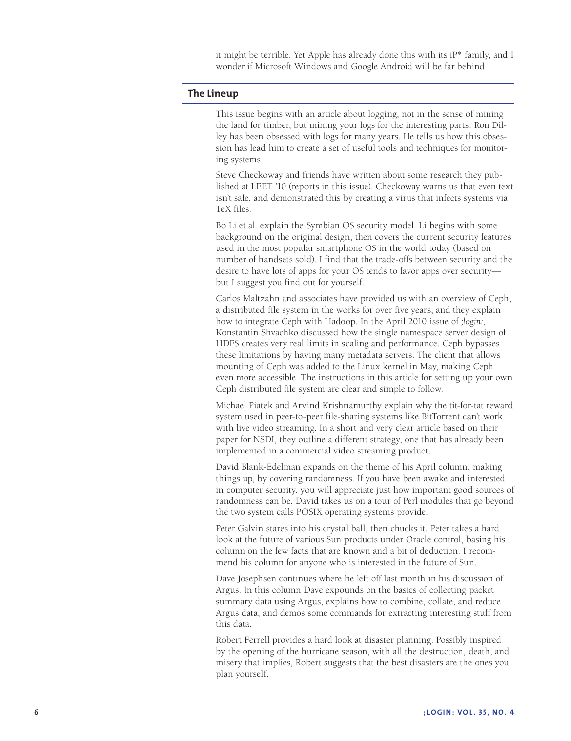it might be terrible. Yet Apple has already done this with its iP* family, and I wonder if Microsoft Windows and Google Android will be far behind.

## The Lineup

This issue begins with an article about logging, not in the sense of mining the land for timber, but mining your logs for the interesting parts. Ron Dilley has been obsessed with logs for many years. He tells us how this obsession has lead him to create a set of useful tools and techniques for monitoring systems.

Steve Checkoway and friends have written about some research they published at LEET '10 (reports in this issue). Checkoway warns us that even text isn't safe, and demonstrated this by creating a virus that infects systems via TeX files.

Bo Li et al. explain the Symbian OS security model. Li begins with some background on the original design, then covers the current security features used in the most popular smartphone OS in the world today (based on number of handsets sold). I find that the trade-offs between security and the desire to have lots of apps for your OS tends to favor apps over security—but I suggest you find out for yourself.

Carlos Maltzahn and associates have provided us with an overview of Ceph, a distributed file system in the works for over five years, and they explain how to integrate Ceph with Hadoop. In the April 2010 issue of *;login:*, Konstantin Shvachko discussed how the single namespace server design of HDFS creates very real limits in scaling and performance. Ceph bypasses these limitations by having many metadata servers. The client that allows mounting of Ceph was added to the Linux kernel in May, making Ceph even more accessible. The instructions in this article for setting up your own Ceph distributed file system are clear and simple to follow.

Michael Piatek and Arvind Krishnamurthy explain why the tit-for-tat reward system used in peer-to-peer file-sharing systems like BitTorrent can't work with live video streaming. In a short and very clear article based on their paper for NSDI, they outline a different strategy, one that has already been implemented in a commercial video streaming product.

David Blank-Edelman expands on the theme of his April column, making things up, by covering randomness. If you have been awake and interested in computer security, you will appreciate just how important good sources of randomness can be. David takes us on a tour of Perl modules that go beyond the two system calls POSIX operating systems provide.

Peter Galvin stares into his crystal ball, then chucks it. Peter takes a hard look at the future of various Sun products under Oracle control, basing his column on the few facts that are known and a bit of deduction. I recommend his column for anyone who is interested in the future of Sun.

Dave Josephsen continues where he left off last month in his discussion of Argus. In this column Dave expounds on the basics of collecting packet summary data using Argus, explains how to combine, collate, and reduce Argus data, and demos some commands for extracting interesting stuff from this data.

Robert Ferrell provides a hard look at disaster planning. Possibly inspired by the opening of the hurricane season, with all the destruction, death, and misery that implies, Robert suggests that the best disasters are the ones you plan yourself.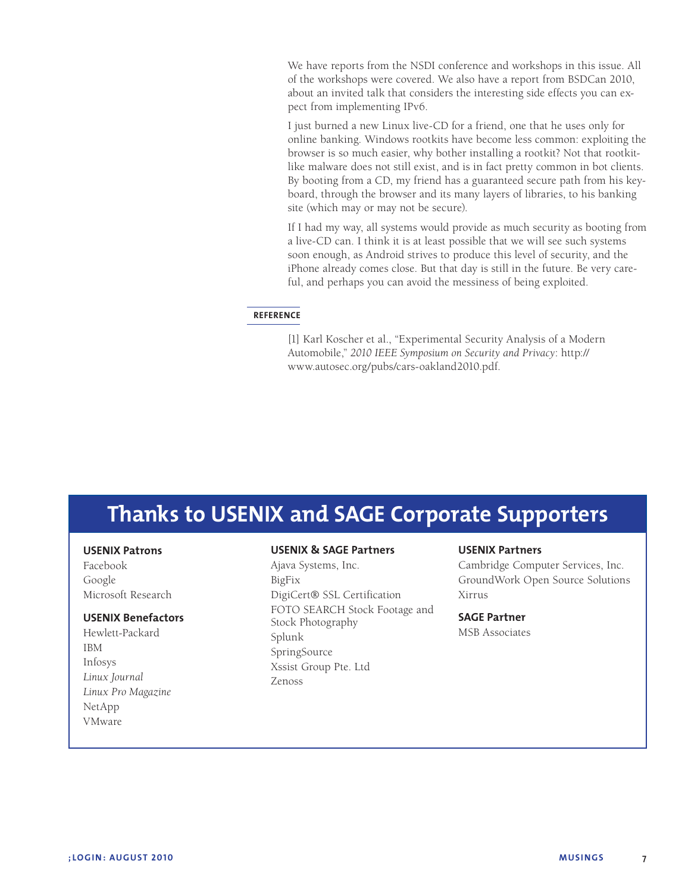We have reports from the NSDI conference and workshops in this issue. All of the workshops were covered. We also have a report from BSDCan 2010, about an invited talk that considers the interesting side effects you can expect from implementing IPv6.

I just burned a new Linux live-CD for a friend, one that he uses only for online banking. Windows rootkits have become less common: exploiting the browser is so much easier, why bother installing a rootkit? Not that rootkit-like malware does not still exist, and is in fact pretty common in bot clients. By booting from a CD, my friend has a guaranteed secure path from his keyboard, through the browser and its many layers of libraries, to his banking site (which may or may not be secure).

If I had my way, all systems would provide as much security as booting from a live-CD can. I think it is at least possible that we will see such systems soon enough, as Android strives to produce this level of security, and the iPhone already comes close. But that day is still in the future. Be very careful, and perhaps you can avoid the messiness of being exploited.

### REFERENCE

[1] Karl Koscher et al., "Experimental Security Analysis of a Modern Automobile," *2010 IEEE Symposium on Security and Privacy*: http://www.autosec.org/pubs/cars-oakland2010.pdf.

## Thanks to USENIX and SAGE Corporate Supporters

**USENIX Patrons**
Facebook
Google
Microsoft Research

**USENIX Benefactors**
Hewlett-Packard
IBM
Infosys
*Linux Journal*
*Linux Pro Magazine*
NetApp
VMware

**USENIX & SAGE Partners**
Ajava Systems, Inc.
BigFix
DigiCert® SSL Certification
FOTO SEARCH Stock Footage and Stock Photography
Splunk
SpringSource
Xssist Group Pte. Ltd
Zenoss

**USENIX Partners**
Cambridge Computer Services, Inc.
GroundWork Open Source Solutions
Xirrus

**SAGE Partner**
MSB Associates